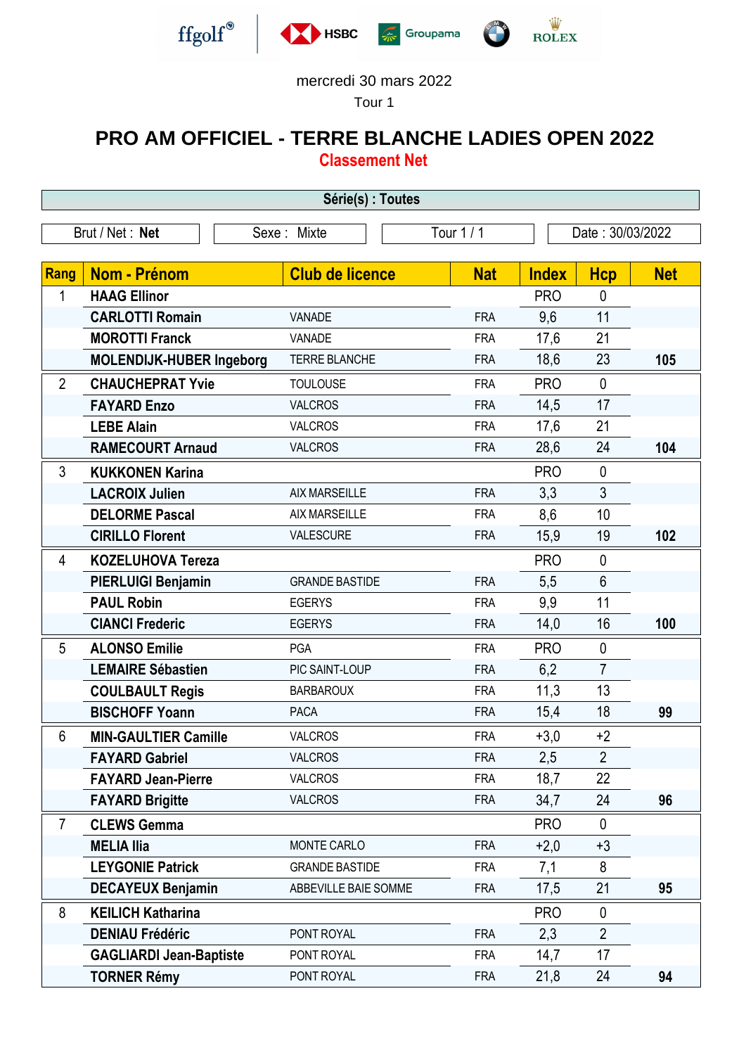ffgolf® | HSBC | Groupama | BMW | ROLEX

mercredi 30 mars 2022

Tour 1

# PRO AM OFFICIEL - TERRE BLANCHE LADIES OPEN 2022

## Classement Net

**Série(s) : Toutes**

| Brut / Net : **Net** | Sexe : Mixte | Tour 1 / 1 | Date : 30/03/2022 |
|---|---|---|---|

| Rang | Nom - Prénom | Club de licence | Nat | Index | Hcp | Net |
|---|---|---|---|---|---|---|
| 1 | **HAAG Ellinor** | | | PRO | 0 | |
| | **CARLOTTI Romain** | VANADE | FRA | 9,6 | 11 | |
| | **MOROTTI Franck** | VANADE | FRA | 17,6 | 21 | |
| | **MOLENDIJK-HUBER Ingeborg** | TERRE BLANCHE | FRA | 18,6 | 23 | **105** |
| 2 | **CHAUCHEPRAT Yvie** | TOULOUSE | FRA | PRO | 0 | |
| | **FAYARD Enzo** | VALCROS | FRA | 14,5 | 17 | |
| | **LEBE Alain** | VALCROS | FRA | 17,6 | 21 | |
| | **RAMECOURT Arnaud** | VALCROS | FRA | 28,6 | 24 | **104** |
| 3 | **KUKKONEN Karina** | | | PRO | 0 | |
| | **LACROIX Julien** | AIX MARSEILLE | FRA | 3,3 | 3 | |
| | **DELORME Pascal** | AIX MARSEILLE | FRA | 8,6 | 10 | |
| | **CIRILLO Florent** | VALESCURE | FRA | 15,9 | 19 | **102** |
| 4 | **KOZELUHOVA Tereza** | | | PRO | 0 | |
| | **PIERLUIGI Benjamin** | GRANDE BASTIDE | FRA | 5,5 | 6 | |
| | **PAUL Robin** | EGERYS | FRA | 9,9 | 11 | |
| | **CIANCI Frederic** | EGERYS | FRA | 14,0 | 16 | **100** |
| 5 | **ALONSO Emilie** | PGA | FRA | PRO | 0 | |
| | **LEMAIRE Sébastien** | PIC SAINT-LOUP | FRA | 6,2 | 7 | |
| | **COULBAULT Regis** | BARBAROUX | FRA | 11,3 | 13 | |
| | **BISCHOFF Yoann** | PACA | FRA | 15,4 | 18 | **99** |
| 6 | **MIN-GAULTIER Camille** | VALCROS | FRA | +3,0 | +2 | |
| | **FAYARD Gabriel** | VALCROS | FRA | 2,5 | 2 | |
| | **FAYARD Jean-Pierre** | VALCROS | FRA | 18,7 | 22 | |
| | **FAYARD Brigitte** | VALCROS | FRA | 34,7 | 24 | **96** |
| 7 | **CLEWS Gemma** | | | PRO | 0 | |
| | **MELIA Ilia** | MONTE CARLO | FRA | +2,0 | +3 | |
| | **LEYGONIE Patrick** | GRANDE BASTIDE | FRA | 7,1 | 8 | |
| | **DECAYEUX Benjamin** | ABBEVILLE BAIE SOMME | FRA | 17,5 | 21 | **95** |
| 8 | **KEILICH Katharina** | | | PRO | 0 | |
| | **DENIAU Frédéric** | PONT ROYAL | FRA | 2,3 | 2 | |
| | **GAGLIARDI Jean-Baptiste** | PONT ROYAL | FRA | 14,7 | 17 | |
| | **TORNER Rémy** | PONT ROYAL | FRA | 21,8 | 24 | **94** |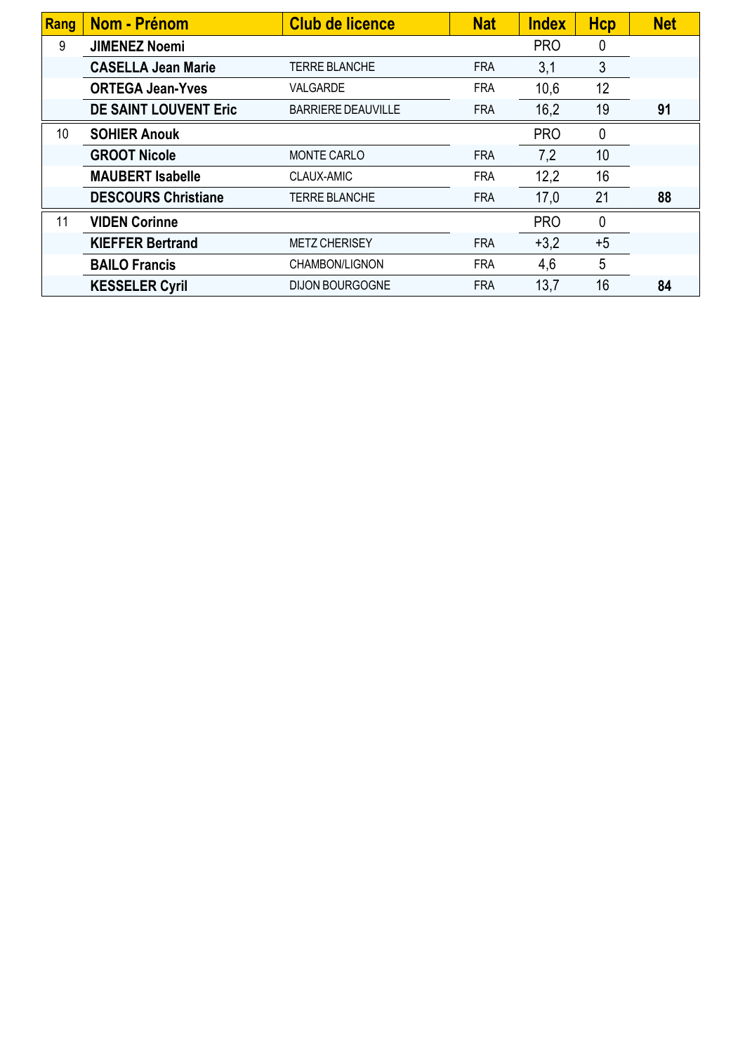| Rang | Nom - Prénom | Club de licence | Nat | Index | Hcp | Net |
|---|---|---|---|---|---|---|
| 9 | **JIMENEZ Noemi** | | | PRO | 0 | |
| | **CASELLA Jean Marie** | TERRE BLANCHE | FRA | 3,1 | 3 | |
| | **ORTEGA Jean-Yves** | VALGARDE | FRA | 10,6 | 12 | |
| | **DE SAINT LOUVENT Eric** | BARRIERE DEAUVILLE | FRA | 16,2 | 19 | **91** |
| 10 | **SOHIER Anouk** | | | PRO | 0 | |
| | **GROOT Nicole** | MONTE CARLO | FRA | 7,2 | 10 | |
| | **MAUBERT Isabelle** | CLAUX-AMIC | FRA | 12,2 | 16 | |
| | **DESCOURS Christiane** | TERRE BLANCHE | FRA | 17,0 | 21 | **88** |
| 11 | **VIDEN Corinne** | | | PRO | 0 | |
| | **KIEFFER Bertrand** | METZ CHERISEY | FRA | +3,2 | +5 | |
| | **BAILO Francis** | CHAMBON/LIGNON | FRA | 4,6 | 5 | |
| | **KESSELER Cyril** | DIJON BOURGOGNE | FRA | 13,7 | 16 | **84** |